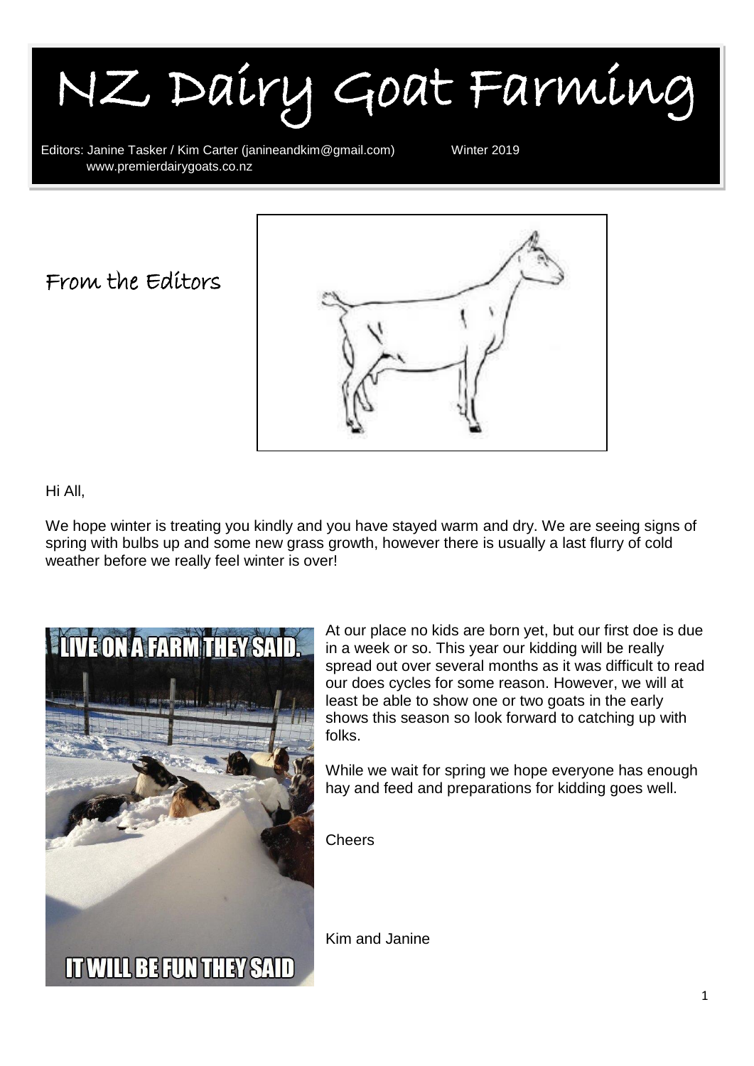# NZ Dairy Goat Farming

Editors: Janine Tasker / Kim Carter (janineandkim@gmail.com) Winter 2019
www.premierdairygoats.co.nz

## From the Editors

Hi All,

We hope winter is treating you kindly and you have stayed warm and dry. We are seeing signs of spring with bulbs up and some new grass growth, however there is usually a last flurry of cold weather before we really feel winter is over!

At our place no kids are born yet, but our first doe is due in a week or so. This year our kidding will be really spread out over several months as it was difficult to read our does cycles for some reason. However, we will at least be able to show one or two goats in the early shows this season so look forward to catching up with folks.

While we wait for spring we hope everyone has enough hay and feed and preparations for kidding goes well.

Cheers

Kim and Janine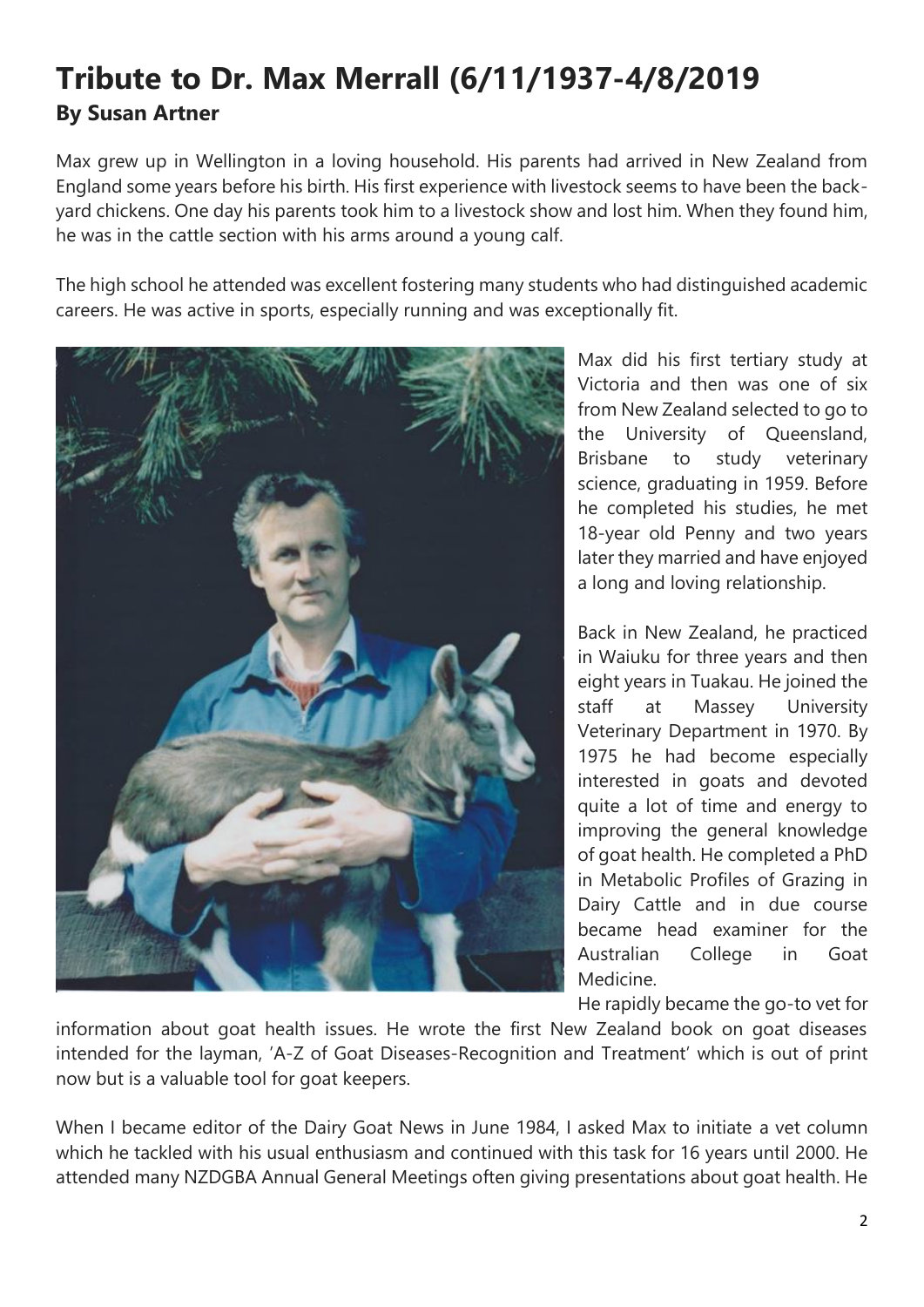# Tribute to Dr. Max Merrall (6/11/1937-4/8/2019

**By Susan Artner**

Max grew up in Wellington in a loving household. His parents had arrived in New Zealand from England some years before his birth. His first experience with livestock seems to have been the back-yard chickens. One day his parents took him to a livestock show and lost him. When they found him, he was in the cattle section with his arms around a young calf.

The high school he attended was excellent fostering many students who had distinguished academic careers. He was active in sports, especially running and was exceptionally fit.

Max did his first tertiary study at Victoria and then was one of six from New Zealand selected to go to the University of Queensland, Brisbane to study veterinary science, graduating in 1959. Before he completed his studies, he met 18-year old Penny and two years later they married and have enjoyed a long and loving relationship.

Back in New Zealand, he practiced in Waiuku for three years and then eight years in Tuakau. He joined the staff at Massey University Veterinary Department in 1970. By 1975 he had become especially interested in goats and devoted quite a lot of time and energy to improving the general knowledge of goat health. He completed a PhD in Metabolic Profiles of Grazing in Dairy Cattle and in due course became head examiner for the Australian College in Goat Medicine.

He rapidly became the go-to vet for information about goat health issues. He wrote the first New Zealand book on goat diseases intended for the layman, 'A-Z of Goat Diseases-Recognition and Treatment' which is out of print now but is a valuable tool for goat keepers.

When I became editor of the Dairy Goat News in June 1984, I asked Max to initiate a vet column which he tackled with his usual enthusiasm and continued with this task for 16 years until 2000. He attended many NZDGBA Annual General Meetings often giving presentations about goat health. He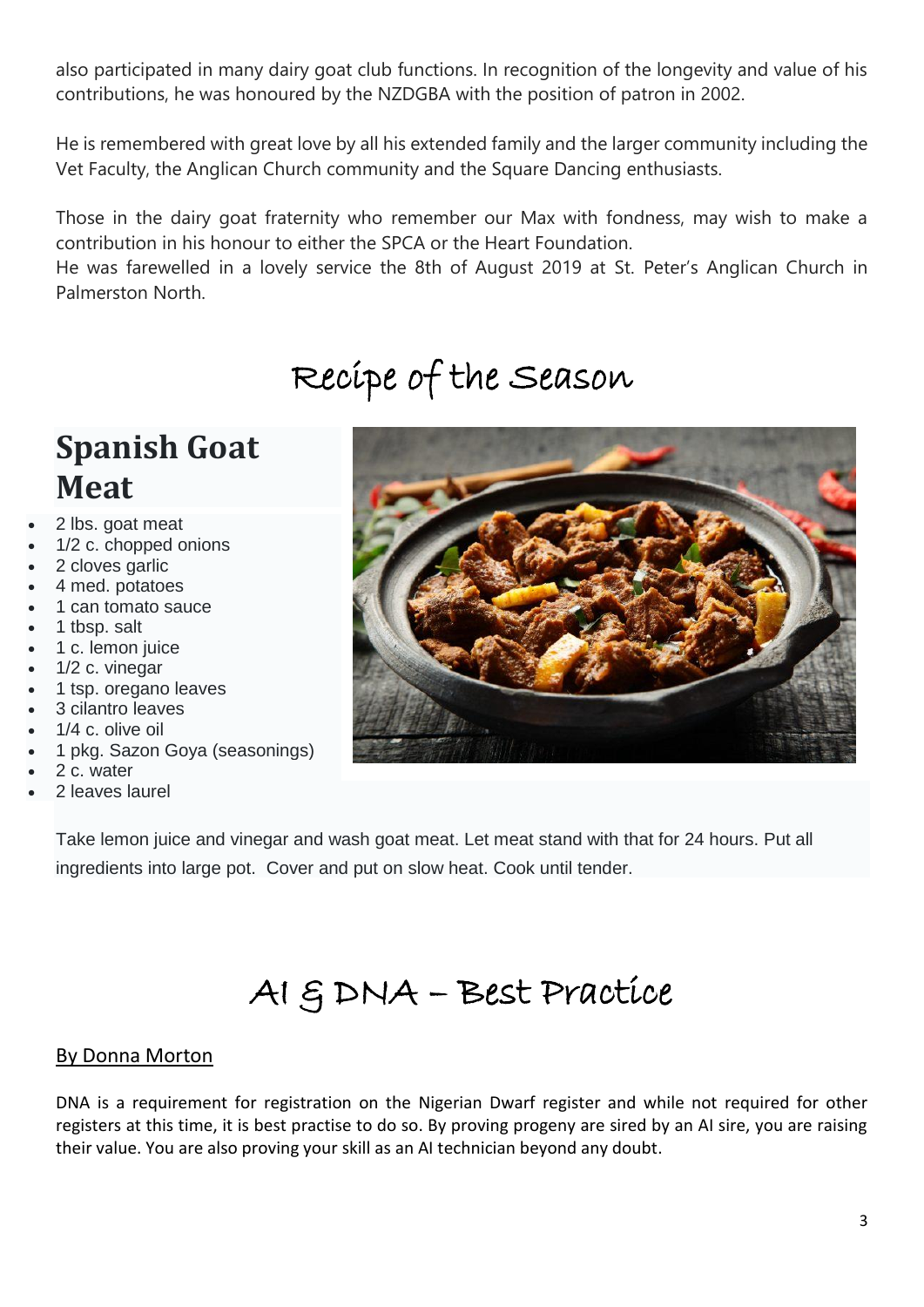also participated in many dairy goat club functions. In recognition of the longevity and value of his contributions, he was honoured by the NZDGBA with the position of patron in 2002.

He is remembered with great love by all his extended family and the larger community including the Vet Faculty, the Anglican Church community and the Square Dancing enthusiasts.

Those in the dairy goat fraternity who remember our Max with fondness, may wish to make a contribution in his honour to either the SPCA or the Heart Foundation.
He was farewelled in a lovely service the 8th of August 2019 at St. Peter's Anglican Church in Palmerston North.

# Recipe of the Season

## Spanish Goat Meat

- 2 lbs. goat meat
- 1/2 c. chopped onions
- 2 cloves garlic
- 4 med. potatoes
- 1 can tomato sauce
- 1 tbsp. salt
- 1 c. lemon juice
- 1/2 c. vinegar
- 1 tsp. oregano leaves
- 3 cilantro leaves
- 1/4 c. olive oil
- 1 pkg. Sazon Goya (seasonings)
- 2 c. water
- 2 leaves laurel

Take lemon juice and vinegar and wash goat meat. Let meat stand with that for 24 hours. Put all ingredients into large pot. Cover and put on slow heat. Cook until tender.

# AI & DNA – Best Practice

By Donna Morton

DNA is a requirement for registration on the Nigerian Dwarf register and while not required for other registers at this time, it is best practise to do so. By proving progeny are sired by an AI sire, you are raising their value. You are also proving your skill as an AI technician beyond any doubt.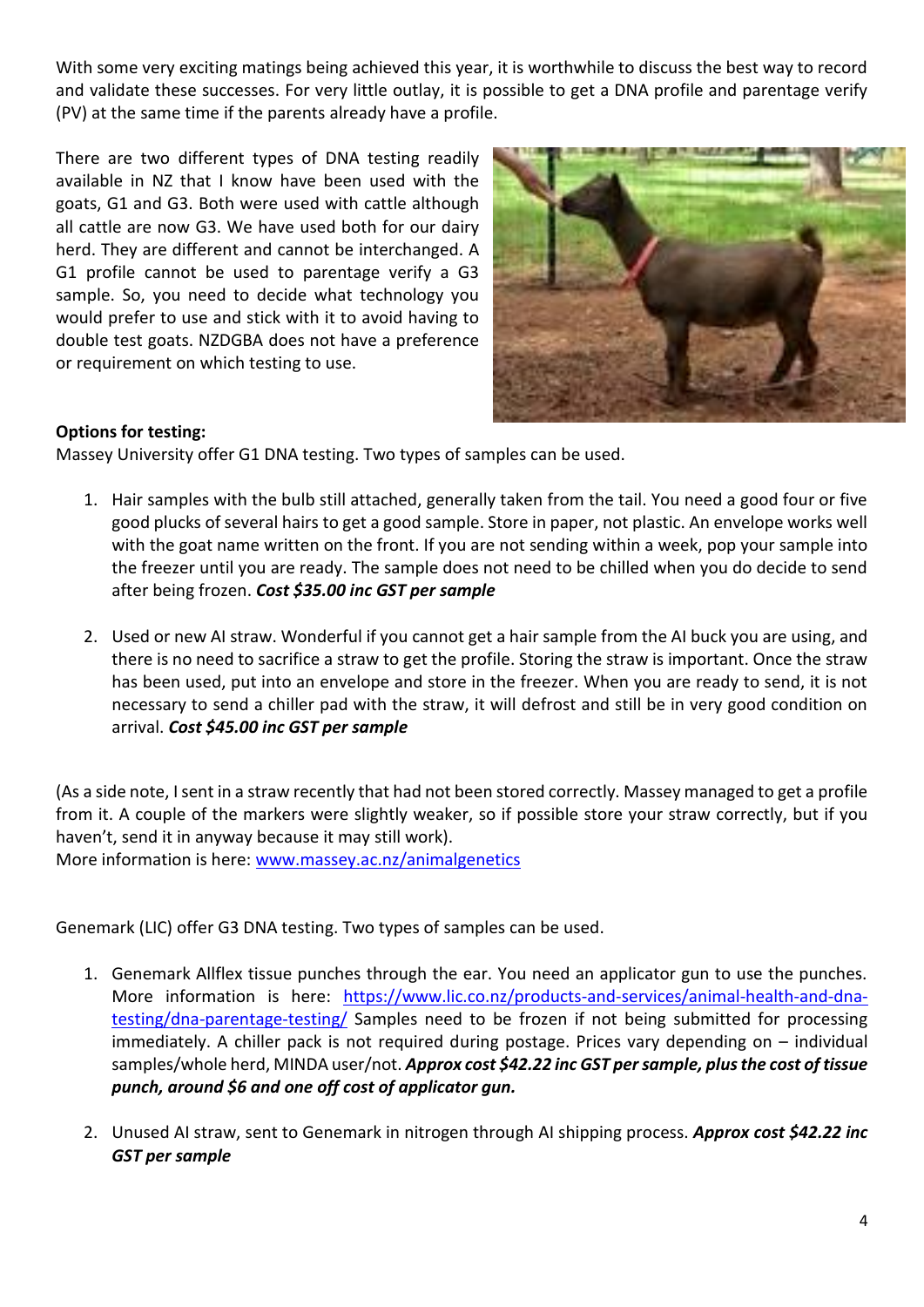With some very exciting matings being achieved this year, it is worthwhile to discuss the best way to record and validate these successes. For very little outlay, it is possible to get a DNA profile and parentage verify (PV) at the same time if the parents already have a profile.

There are two different types of DNA testing readily available in NZ that I know have been used with the goats, G1 and G3. Both were used with cattle although all cattle are now G3. We have used both for our dairy herd. They are different and cannot be interchanged. A G1 profile cannot be used to parentage verify a G3 sample. So, you need to decide what technology you would prefer to use and stick with it to avoid having to double test goats. NZDGBA does not have a preference or requirement on which testing to use.

**Options for testing:**

Massey University offer G1 DNA testing. Two types of samples can be used.

1. Hair samples with the bulb still attached, generally taken from the tail. You need a good four or five good plucks of several hairs to get a good sample. Store in paper, not plastic. An envelope works well with the goat name written on the front. If you are not sending within a week, pop your sample into the freezer until you are ready. The sample does not need to be chilled when you do decide to send after being frozen. ***Cost $35.00 inc GST per sample***

2. Used or new AI straw. Wonderful if you cannot get a hair sample from the AI buck you are using, and there is no need to sacrifice a straw to get the profile. Storing the straw is important. Once the straw has been used, put into an envelope and store in the freezer. When you are ready to send, it is not necessary to send a chiller pad with the straw, it will defrost and still be in very good condition on arrival. ***Cost $45.00 inc GST per sample***

(As a side note, I sent in a straw recently that had not been stored correctly. Massey managed to get a profile from it. A couple of the markers were slightly weaker, so if possible store your straw correctly, but if you haven't, send it in anyway because it may still work).
More information is here: [www.massey.ac.nz/animalgenetics](www.massey.ac.nz/animalgenetics)

Genemark (LIC) offer G3 DNA testing. Two types of samples can be used.

1. Genemark Allflex tissue punches through the ear. You need an applicator gun to use the punches. More information is here: [https://www.lic.co.nz/products-and-services/animal-health-and-dna-testing/dna-parentage-testing/](https://www.lic.co.nz/products-and-services/animal-health-and-dna-testing/dna-parentage-testing/) Samples need to be frozen if not being submitted for processing immediately. A chiller pack is not required during postage. Prices vary depending on – individual samples/whole herd, MINDA user/not. ***Approx cost $42.22 inc GST per sample, plus the cost of tissue punch, around $6 and one off cost of applicator gun.***

2. Unused AI straw, sent to Genemark in nitrogen through AI shipping process. ***Approx cost $42.22 inc GST per sample***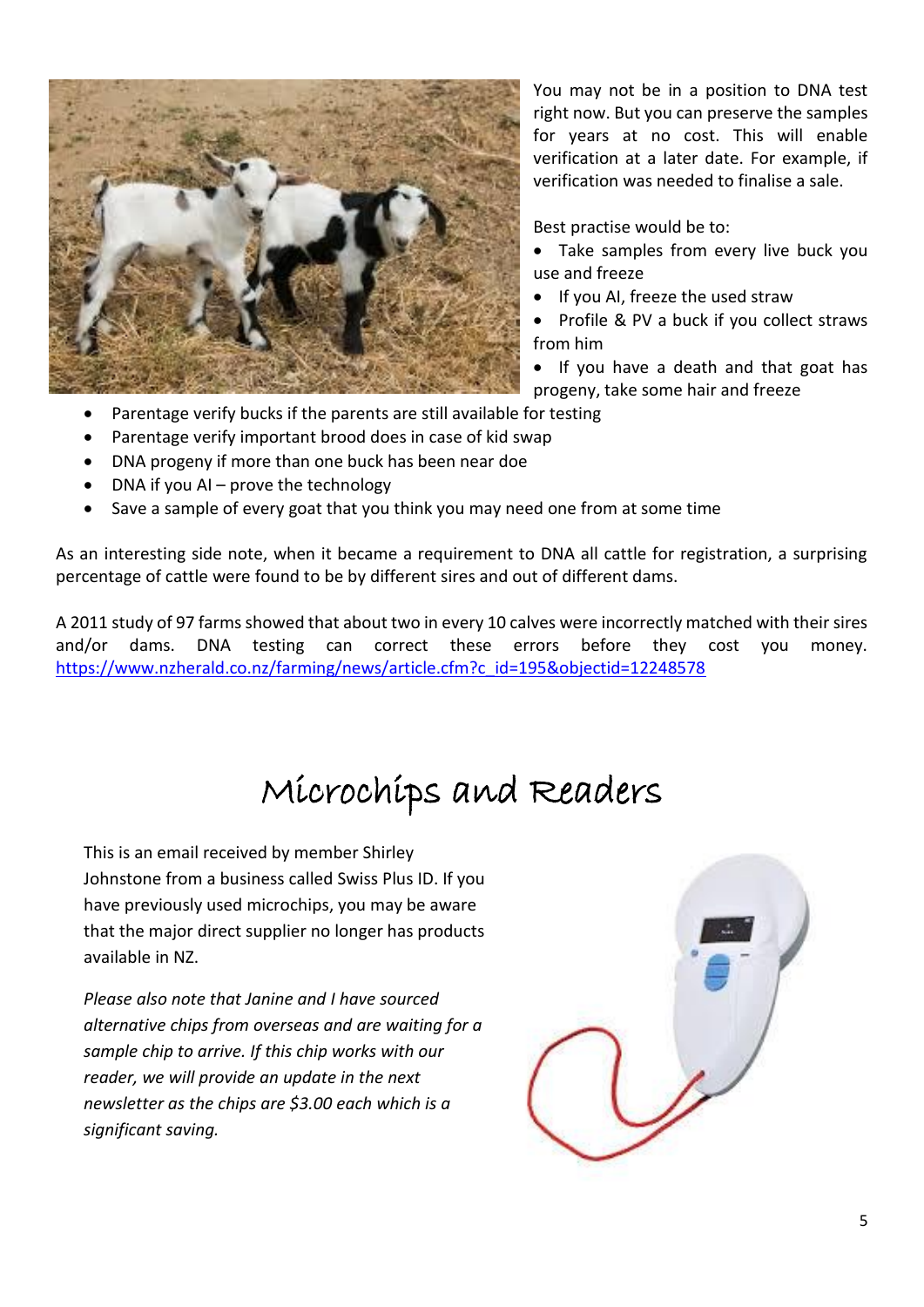You may not be in a position to DNA test right now. But you can preserve the samples for years at no cost. This will enable verification at a later date. For example, if verification was needed to finalise a sale.

Best practise would be to:

- Take samples from every live buck you use and freeze
- If you AI, freeze the used straw
- Profile & PV a buck if you collect straws from him
- If you have a death and that goat has progeny, take some hair and freeze
- Parentage verify bucks if the parents are still available for testing
- Parentage verify important brood does in case of kid swap
- DNA progeny if more than one buck has been near doe
- DNA if you AI – prove the technology
- Save a sample of every goat that you think you may need one from at some time

As an interesting side note, when it became a requirement to DNA all cattle for registration, a surprising percentage of cattle were found to be by different sires and out of different dams.

A 2011 study of 97 farms showed that about two in every 10 calves were incorrectly matched with their sires and/or dams. DNA testing can correct these errors before they cost you money. https://www.nzherald.co.nz/farming/news/article.cfm?c_id=195&objectid=12248578

# Microchips and Readers

This is an email received by member Shirley Johnstone from a business called Swiss Plus ID. If you have previously used microchips, you may be aware that the major direct supplier no longer has products available in NZ.

*Please also note that Janine and I have sourced alternative chips from overseas and are waiting for a sample chip to arrive. If this chip works with our reader, we will provide an update in the next newsletter as the chips are $3.00 each which is a significant saving.*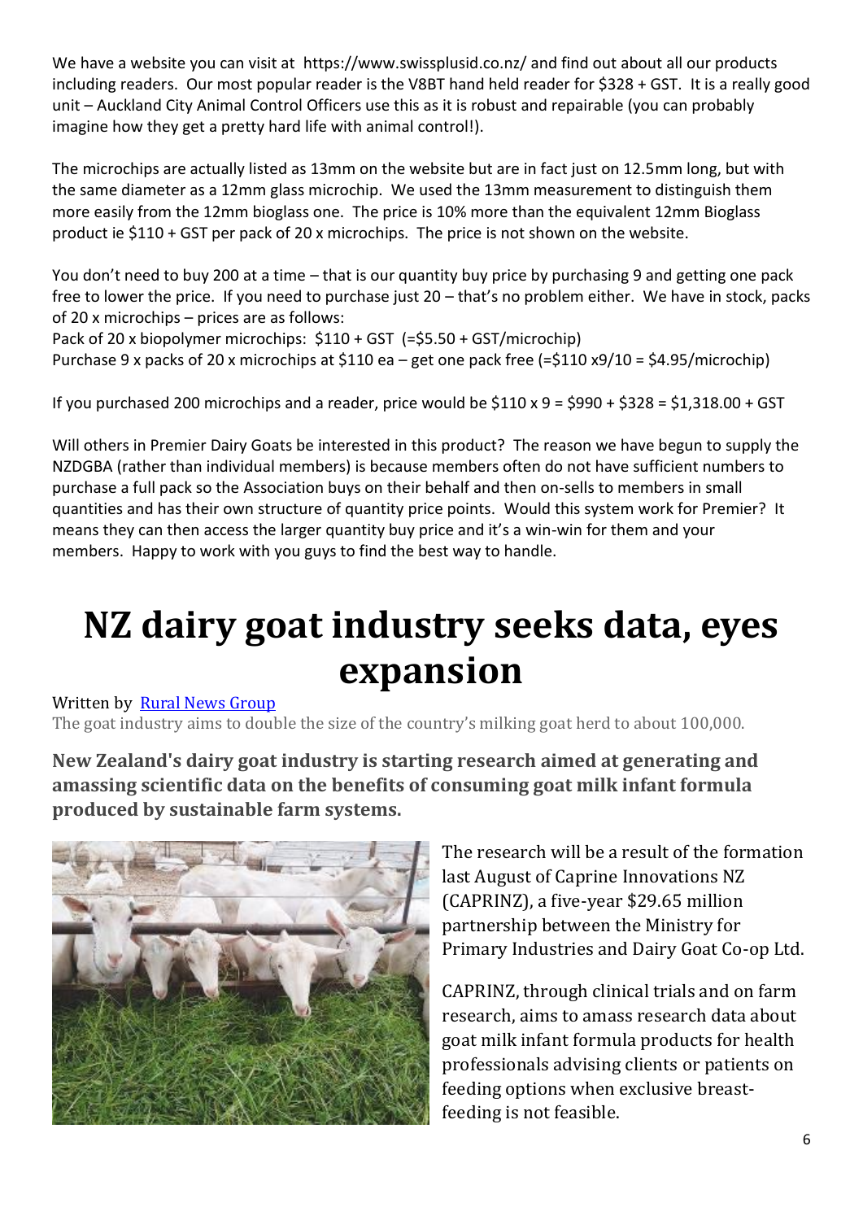We have a website you can visit at https://www.swissplusid.co.nz/ and find out about all our products including readers. Our most popular reader is the V8BT hand held reader for $328 + GST. It is a really good unit – Auckland City Animal Control Officers use this as it is robust and repairable (you can probably imagine how they get a pretty hard life with animal control!).

The microchips are actually listed as 13mm on the website but are in fact just on 12.5mm long, but with the same diameter as a 12mm glass microchip. We used the 13mm measurement to distinguish them more easily from the 12mm bioglass one. The price is 10% more than the equivalent 12mm Bioglass product ie $110 + GST per pack of 20 x microchips. The price is not shown on the website.

You don't need to buy 200 at a time – that is our quantity buy price by purchasing 9 and getting one pack free to lower the price. If you need to purchase just 20 – that's no problem either. We have in stock, packs of 20 x microchips – prices are as follows:
Pack of 20 x biopolymer microchips: $110 + GST (=$5.50 + GST/microchip)
Purchase 9 x packs of 20 x microchips at $110 ea – get one pack free (=$110 x9/10 = $4.95/microchip)

If you purchased 200 microchips and a reader, price would be $110 x 9 = $990 + $328 = $1,318.00 + GST

Will others in Premier Dairy Goats be interested in this product? The reason we have begun to supply the NZDGBA (rather than individual members) is because members often do not have sufficient numbers to purchase a full pack so the Association buys on their behalf and then on-sells to members in small quantities and has their own structure of quantity price points. Would this system work for Premier? It means they can then access the larger quantity buy price and it's a win-win for them and your members. Happy to work with you guys to find the best way to handle.

# NZ dairy goat industry seeks data, eyes expansion

Written by Rural News Group

The goat industry aims to double the size of the country's milking goat herd to about 100,000.

**New Zealand's dairy goat industry is starting research aimed at generating and amassing scientific data on the benefits of consuming goat milk infant formula produced by sustainable farm systems.**

The research will be a result of the formation last August of Caprine Innovations NZ (CAPRINZ), a five-year $29.65 million partnership between the Ministry for Primary Industries and Dairy Goat Co-op Ltd.

CAPRINZ, through clinical trials and on farm research, aims to amass research data about goat milk infant formula products for health professionals advising clients or patients on feeding options when exclusive breast-feeding is not feasible.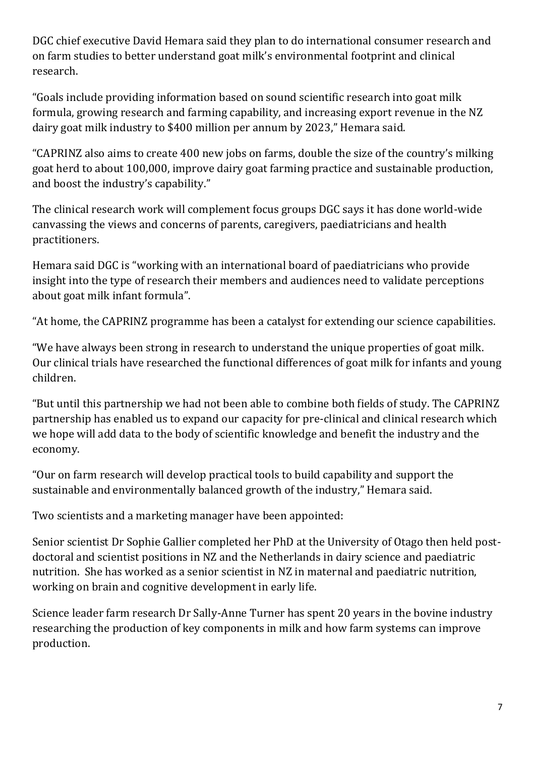DGC chief executive David Hemara said they plan to do international consumer research and on farm studies to better understand goat milk's environmental footprint and clinical research.

"Goals include providing information based on sound scientific research into goat milk formula, growing research and farming capability, and increasing export revenue in the NZ dairy goat milk industry to $400 million per annum by 2023," Hemara said.

"CAPRINZ also aims to create 400 new jobs on farms, double the size of the country's milking goat herd to about 100,000, improve dairy goat farming practice and sustainable production, and boost the industry's capability."

The clinical research work will complement focus groups DGC says it has done world-wide canvassing the views and concerns of parents, caregivers, paediatricians and health practitioners.

Hemara said DGC is "working with an international board of paediatricians who provide insight into the type of research their members and audiences need to validate perceptions about goat milk infant formula".

"At home, the CAPRINZ programme has been a catalyst for extending our science capabilities.

"We have always been strong in research to understand the unique properties of goat milk. Our clinical trials have researched the functional differences of goat milk for infants and young children.

"But until this partnership we had not been able to combine both fields of study. The CAPRINZ partnership has enabled us to expand our capacity for pre-clinical and clinical research which we hope will add data to the body of scientific knowledge and benefit the industry and the economy.

"Our on farm research will develop practical tools to build capability and support the sustainable and environmentally balanced growth of the industry," Hemara said.

Two scientists and a marketing manager have been appointed:

Senior scientist Dr Sophie Gallier completed her PhD at the University of Otago then held post-doctoral and scientist positions in NZ and the Netherlands in dairy science and paediatric nutrition. She has worked as a senior scientist in NZ in maternal and paediatric nutrition, working on brain and cognitive development in early life.

Science leader farm research Dr Sally-Anne Turner has spent 20 years in the bovine industry researching the production of key components in milk and how farm systems can improve production.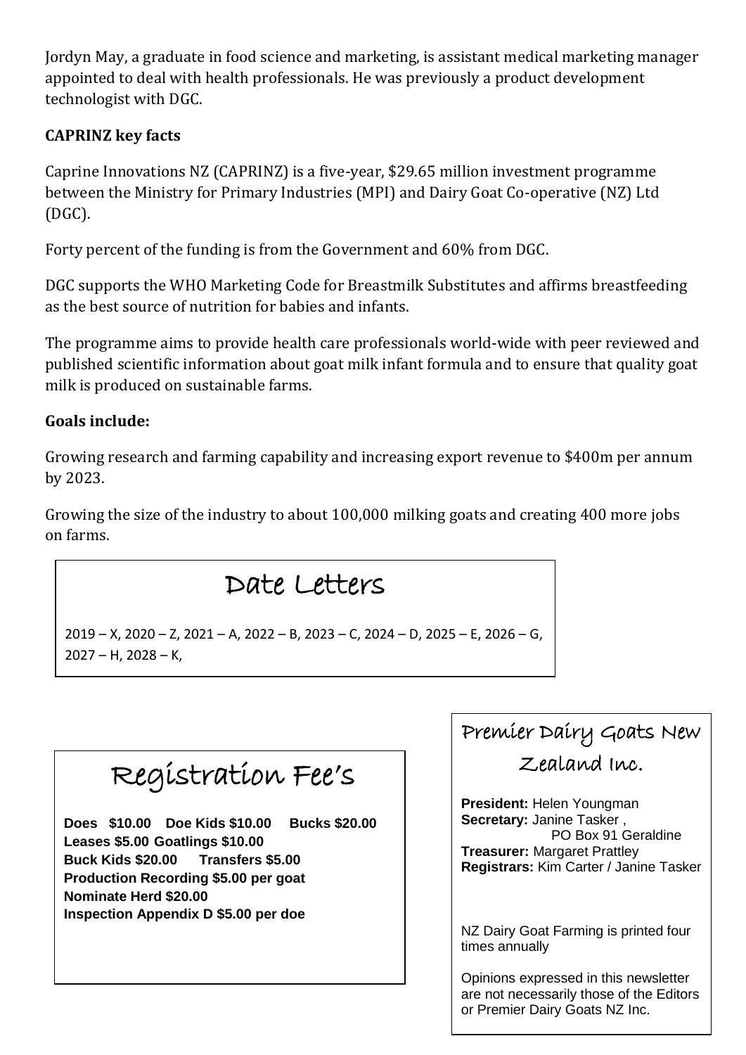Jordyn May, a graduate in food science and marketing, is assistant medical marketing manager appointed to deal with health professionals. He was previously a product development technologist with DGC.

**CAPRINZ key facts**

Caprine Innovations NZ (CAPRINZ) is a five-year, $29.65 million investment programme between the Ministry for Primary Industries (MPI) and Dairy Goat Co-operative (NZ) Ltd (DGC).

Forty percent of the funding is from the Government and 60% from DGC.

DGC supports the WHO Marketing Code for Breastmilk Substitutes and affirms breastfeeding as the best source of nutrition for babies and infants.

The programme aims to provide health care professionals world-wide with peer reviewed and published scientific information about goat milk infant formula and to ensure that quality goat milk is produced on sustainable farms.

**Goals include:**

Growing research and farming capability and increasing export revenue to $400m per annum by 2023.

Growing the size of the industry to about 100,000 milking goats and creating 400 more jobs on farms.

## Date Letters

2019 – X, 2020 – Z, 2021 – A, 2022 – B, 2023 – C, 2024 – D, 2025 – E, 2026 – G, 2027 – H, 2028 – K,

## Registration Fee's

**Does $10.00 Doe Kids $10.00 Bucks $20.00**
**Leases $5.00 Goatlings $10.00**
**Buck Kids $20.00 Transfers $5.00**
**Production Recording $5.00 per goat**
**Nominate Herd $20.00**
**Inspection Appendix D $5.00 per doe**

## Premier Dairy Goats New Zealand Inc.

**President:** Helen Youngman
**Secretary:** Janine Tasker ,
PO Box 91 Geraldine
**Treasurer:** Margaret Prattley
**Registrars:** Kim Carter / Janine Tasker

NZ Dairy Goat Farming is printed four times annually

Opinions expressed in this newsletter are not necessarily those of the Editors or Premier Dairy Goats NZ Inc.